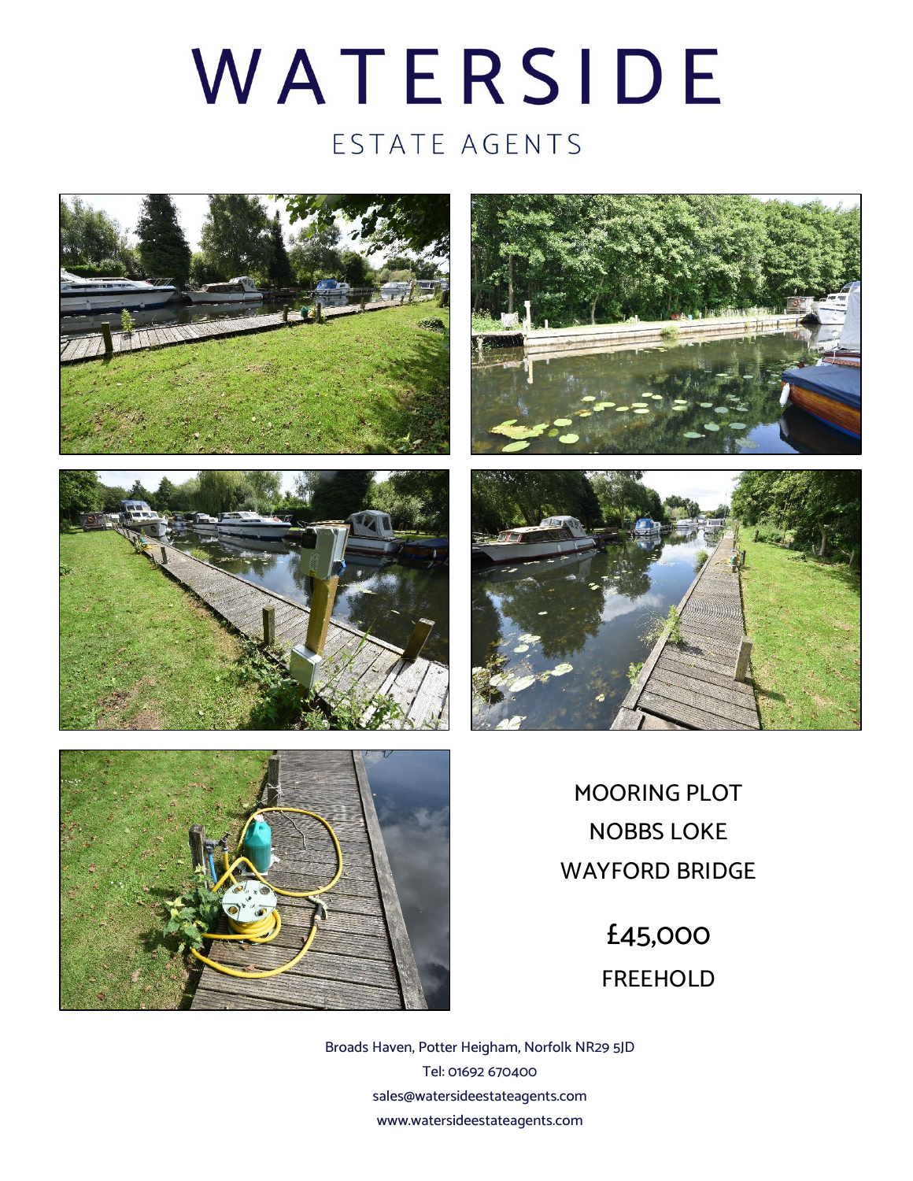# WATERSIDE

ESTATE AGENTS

MOORING PLOT

NOBBS LOKE

WAYFORD BRIDGE

£45,000

FREEHOLD

Broads Haven, Potter Heigham, Norfolk NR29 5JD

Tel: 01692 670400

sales@watersideestateagents.com

www.watersideestateagents.com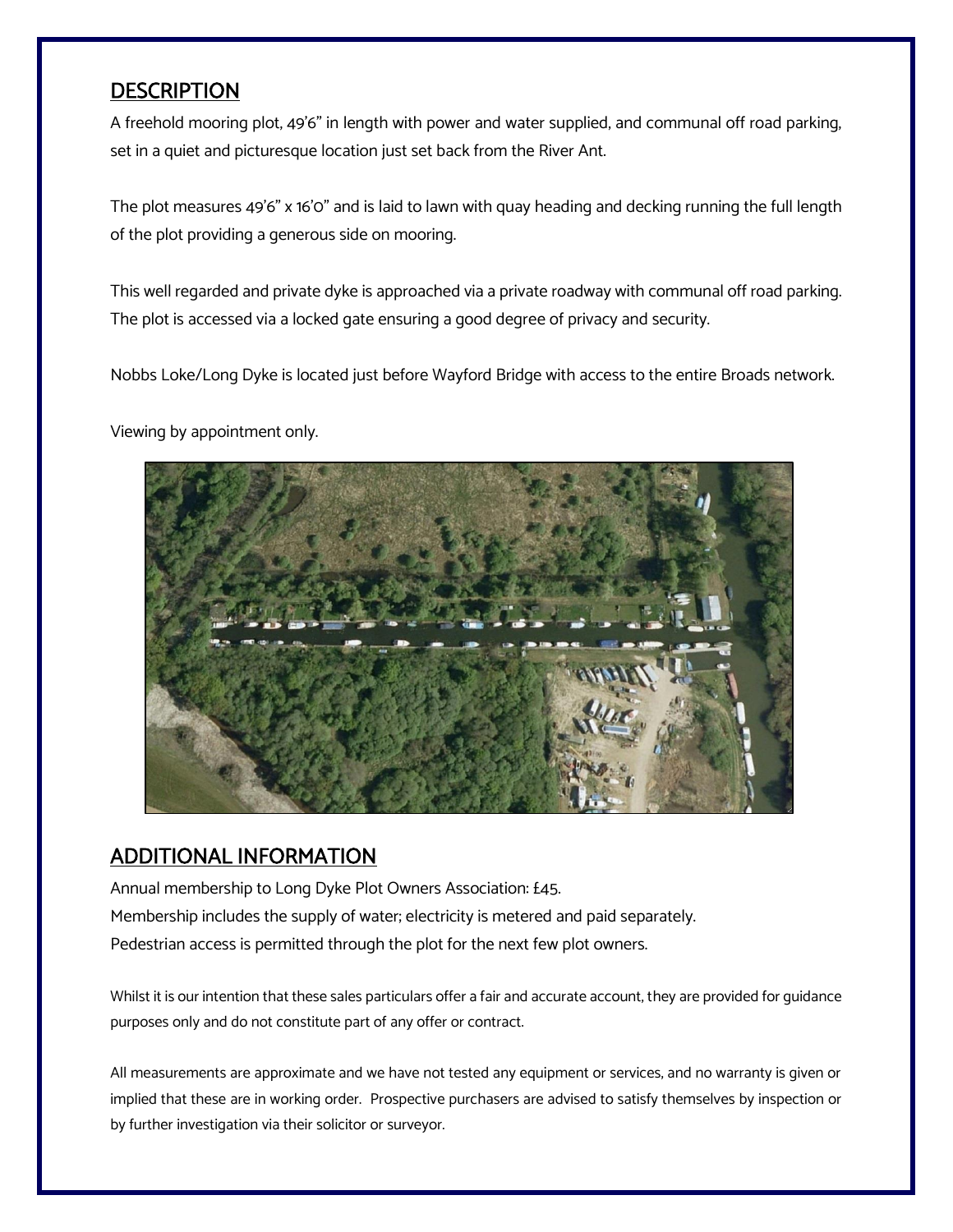## DESCRIPTION

A freehold mooring plot, 49'6" in length with power and water supplied, and communal off road parking, set in a quiet and picturesque location just set back from the River Ant.

The plot measures 49'6" x 16'0" and is laid to lawn with quay heading and decking running the full length of the plot providing a generous side on mooring.

This well regarded and private dyke is approached via a private roadway with communal off road parking. The plot is accessed via a locked gate ensuring a good degree of privacy and security.

Nobbs Loke/Long Dyke is located just before Wayford Bridge with access to the entire Broads network.

Viewing by appointment only.

## ADDITIONAL INFORMATION

Annual membership to Long Dyke Plot Owners Association: £45.
Membership includes the supply of water; electricity is metered and paid separately.
Pedestrian access is permitted through the plot for the next few plot owners.

Whilst it is our intention that these sales particulars offer a fair and accurate account, they are provided for guidance purposes only and do not constitute part of any offer or contract.

All measurements are approximate and we have not tested any equipment or services, and no warranty is given or implied that these are in working order. Prospective purchasers are advised to satisfy themselves by inspection or by further investigation via their solicitor or surveyor.